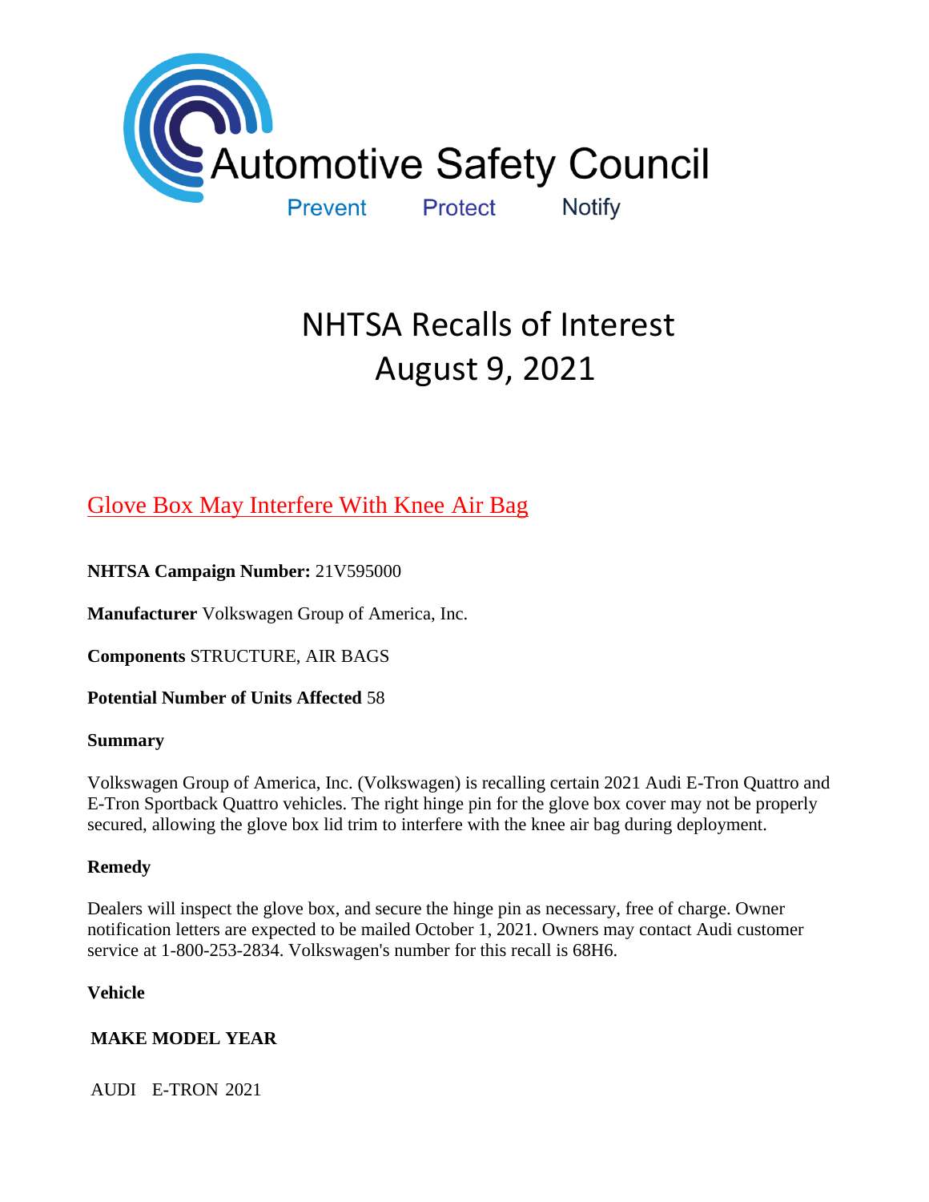Automotive Safety Council

Prevent Protect Notify

# NHTSA Recalls of Interest
# August 9, 2021

## Glove Box May Interfere With Knee Air Bag

**NHTSA Campaign Number:** 21V595000

**Manufacturer** Volkswagen Group of America, Inc.

**Components** STRUCTURE, AIR BAGS

**Potential Number of Units Affected** 58

**Summary**

Volkswagen Group of America, Inc. (Volkswagen) is recalling certain 2021 Audi E-Tron Quattro and E-Tron Sportback Quattro vehicles. The right hinge pin for the glove box cover may not be properly secured, allowing the glove box lid trim to interfere with the knee air bag during deployment.

**Remedy**

Dealers will inspect the glove box, and secure the hinge pin as necessary, free of charge. Owner notification letters are expected to be mailed October 1, 2021. Owners may contact Audi customer service at 1-800-253-2834. Volkswagen's number for this recall is 68H6.

**Vehicle**

| MAKE | MODEL | YEAR |
|---|---|---|
| AUDI | E-TRON | 2021 |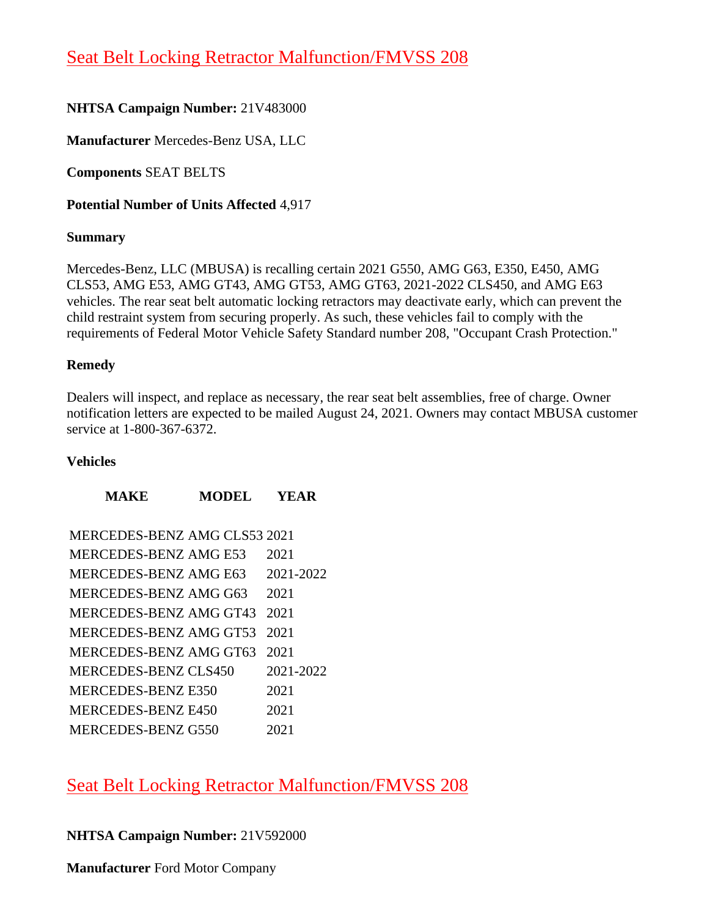## Seat Belt Locking Retractor Malfunction/FMVSS 208

**NHTSA Campaign Number:** 21V483000

**Manufacturer** Mercedes-Benz USA, LLC

**Components** SEAT BELTS

**Potential Number of Units Affected** 4,917

**Summary**

Mercedes-Benz, LLC (MBUSA) is recalling certain 2021 G550, AMG G63, E350, E450, AMG CLS53, AMG E53, AMG GT43, AMG GT53, AMG GT63, 2021-2022 CLS450, and AMG E63 vehicles. The rear seat belt automatic locking retractors may deactivate early, which can prevent the child restraint system from securing properly. As such, these vehicles fail to comply with the requirements of Federal Motor Vehicle Safety Standard number 208, "Occupant Crash Protection."

**Remedy**

Dealers will inspect, and replace as necessary, the rear seat belt assemblies, free of charge. Owner notification letters are expected to be mailed August 24, 2021. Owners may contact MBUSA customer service at 1-800-367-6372.

**Vehicles**

| MAKE | MODEL | YEAR |
|---|---|---|
| MERCEDES-BENZ | AMG CLS53 | 2021 |
| MERCEDES-BENZ | AMG E53 | 2021 |
| MERCEDES-BENZ | AMG E63 | 2021-2022 |
| MERCEDES-BENZ | AMG G63 | 2021 |
| MERCEDES-BENZ | AMG GT43 | 2021 |
| MERCEDES-BENZ | AMG GT53 | 2021 |
| MERCEDES-BENZ | AMG GT63 | 2021 |
| MERCEDES-BENZ | CLS450 | 2021-2022 |
| MERCEDES-BENZ | E350 | 2021 |
| MERCEDES-BENZ | E450 | 2021 |
| MERCEDES-BENZ | G550 | 2021 |

## Seat Belt Locking Retractor Malfunction/FMVSS 208

**NHTSA Campaign Number:** 21V592000

**Manufacturer** Ford Motor Company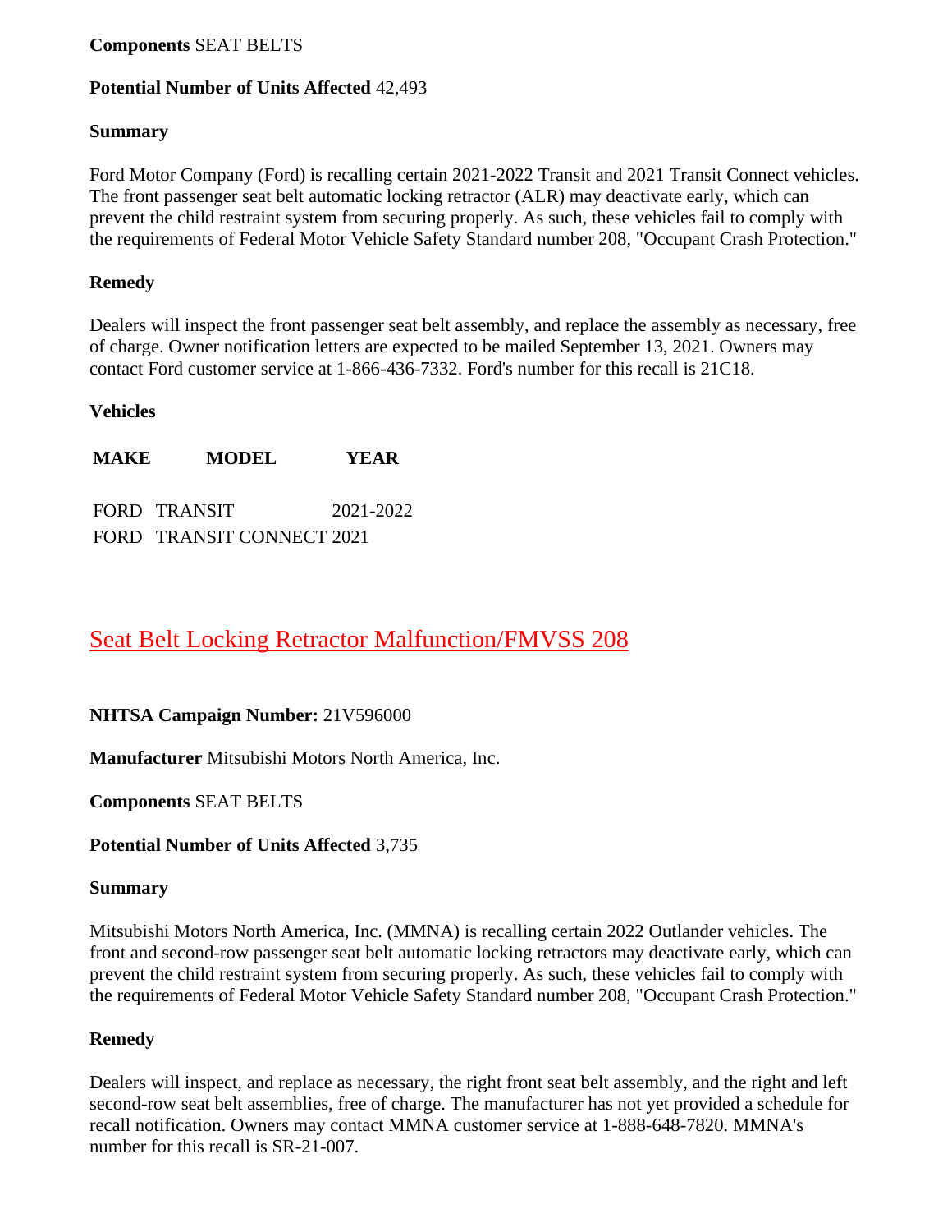**Components** SEAT BELTS

**Potential Number of Units Affected** 42,493

**Summary**

Ford Motor Company (Ford) is recalling certain 2021-2022 Transit and 2021 Transit Connect vehicles. The front passenger seat belt automatic locking retractor (ALR) may deactivate early, which can prevent the child restraint system from securing properly. As such, these vehicles fail to comply with the requirements of Federal Motor Vehicle Safety Standard number 208, "Occupant Crash Protection."

**Remedy**

Dealers will inspect the front passenger seat belt assembly, and replace the assembly as necessary, free of charge. Owner notification letters are expected to be mailed September 13, 2021. Owners may contact Ford customer service at 1-866-436-7332. Ford's number for this recall is 21C18.

**Vehicles**

| MAKE | MODEL | YEAR |
|---|---|---|
| FORD | TRANSIT | 2021-2022 |
| FORD | TRANSIT CONNECT | 2021 |

## Seat Belt Locking Retractor Malfunction/FMVSS 208

**NHTSA Campaign Number:** 21V596000

**Manufacturer** Mitsubishi Motors North America, Inc.

**Components** SEAT BELTS

**Potential Number of Units Affected** 3,735

**Summary**

Mitsubishi Motors North America, Inc. (MMNA) is recalling certain 2022 Outlander vehicles. The front and second-row passenger seat belt automatic locking retractors may deactivate early, which can prevent the child restraint system from securing properly. As such, these vehicles fail to comply with the requirements of Federal Motor Vehicle Safety Standard number 208, "Occupant Crash Protection."

**Remedy**

Dealers will inspect, and replace as necessary, the right front seat belt assembly, and the right and left second-row seat belt assemblies, free of charge. The manufacturer has not yet provided a schedule for recall notification. Owners may contact MMNA customer service at 1-888-648-7820. MMNA's number for this recall is SR-21-007.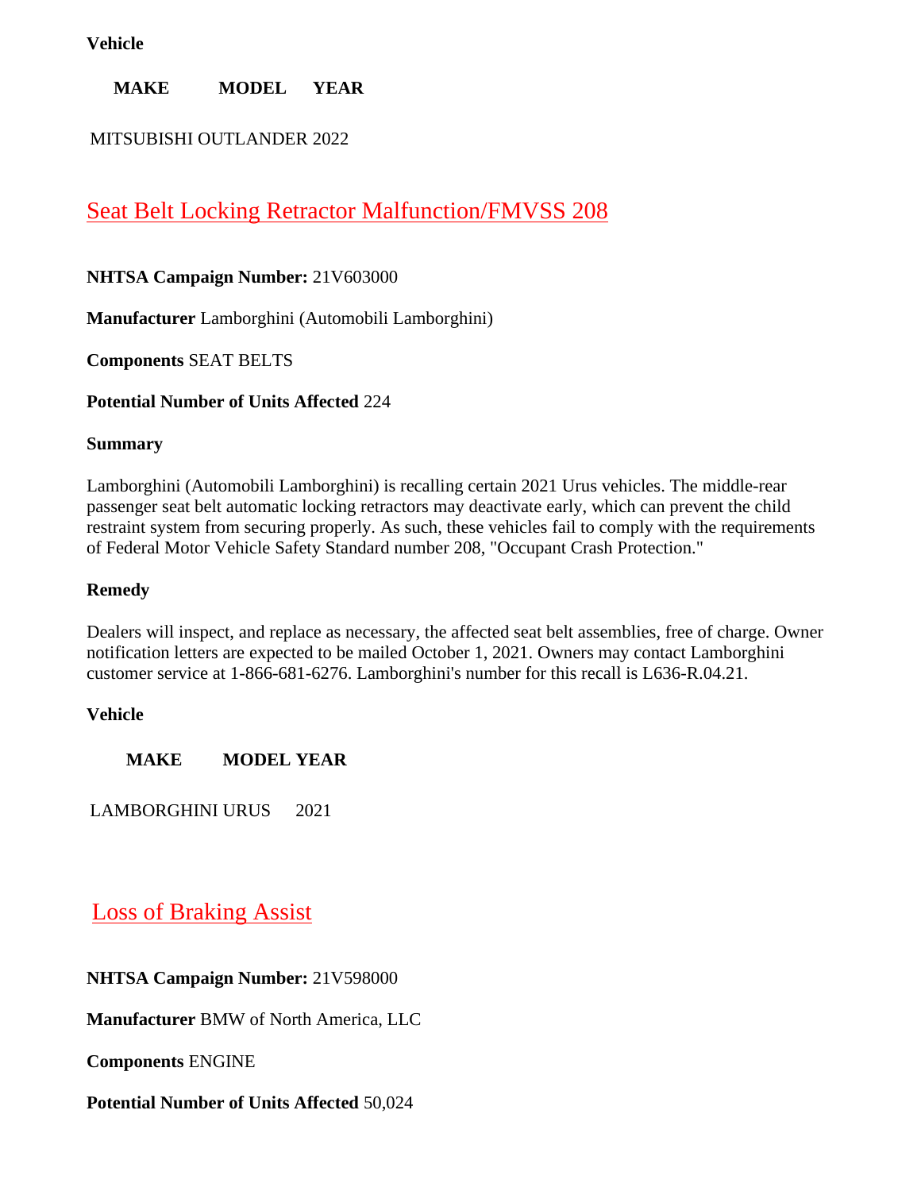**Vehicle**

| MAKE | MODEL | YEAR |
| --- | --- | --- |
| MITSUBISHI | OUTLANDER | 2022 |

## Seat Belt Locking Retractor Malfunction/FMVSS 208

**NHTSA Campaign Number:** 21V603000

**Manufacturer** Lamborghini (Automobili Lamborghini)

**Components** SEAT BELTS

**Potential Number of Units Affected** 224

**Summary**

Lamborghini (Automobili Lamborghini) is recalling certain 2021 Urus vehicles. The middle-rear passenger seat belt automatic locking retractors may deactivate early, which can prevent the child restraint system from securing properly. As such, these vehicles fail to comply with the requirements of Federal Motor Vehicle Safety Standard number 208, "Occupant Crash Protection."

**Remedy**

Dealers will inspect, and replace as necessary, the affected seat belt assemblies, free of charge. Owner notification letters are expected to be mailed October 1, 2021. Owners may contact Lamborghini customer service at 1-866-681-6276. Lamborghini's number for this recall is L636-R.04.21.

**Vehicle**

| MAKE | MODEL | YEAR |
| --- | --- | --- |
| LAMBORGHINI | URUS | 2021 |

## Loss of Braking Assist

**NHTSA Campaign Number:** 21V598000

**Manufacturer** BMW of North America, LLC

**Components** ENGINE

**Potential Number of Units Affected** 50,024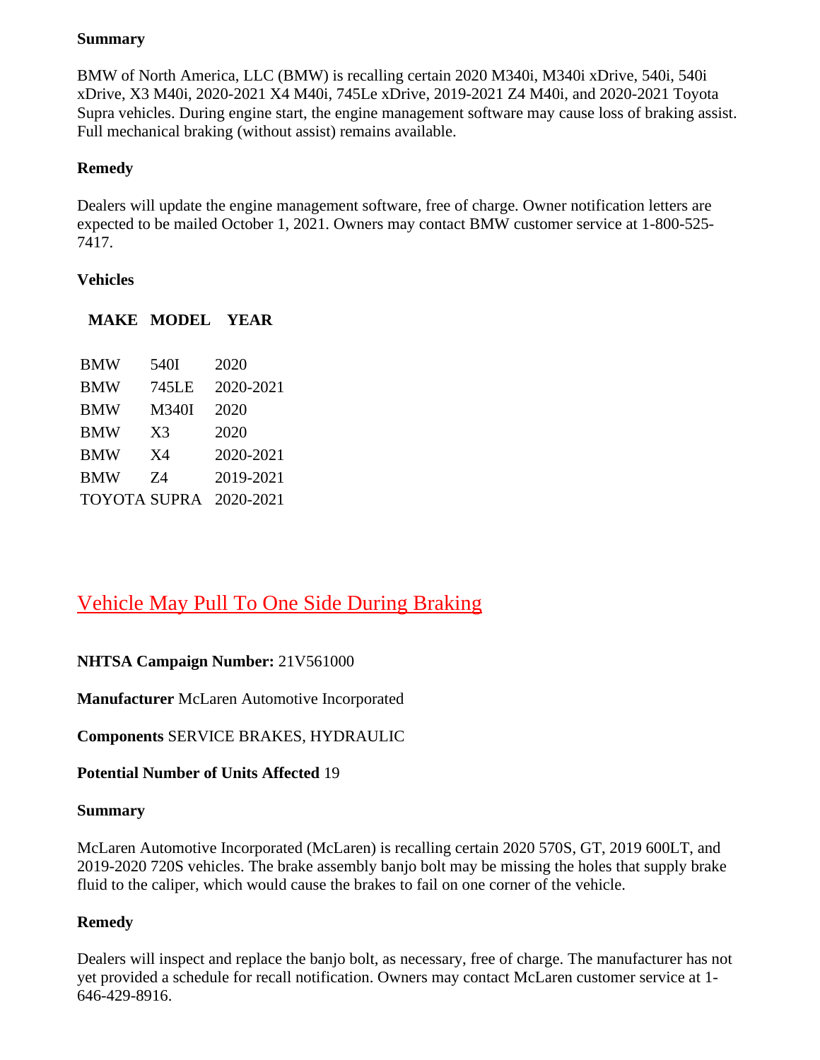**Summary**

BMW of North America, LLC (BMW) is recalling certain 2020 M340i, M340i xDrive, 540i, 540i xDrive, X3 M40i, 2020-2021 X4 M40i, 745Le xDrive, 2019-2021 Z4 M40i, and 2020-2021 Toyota Supra vehicles. During engine start, the engine management software may cause loss of braking assist. Full mechanical braking (without assist) remains available.

**Remedy**

Dealers will update the engine management software, free of charge. Owner notification letters are expected to be mailed October 1, 2021. Owners may contact BMW customer service at 1-800-525-7417.

**Vehicles**

| MAKE | MODEL | YEAR |
|---|---|---|
| BMW | 540I | 2020 |
| BMW | 745LE | 2020-2021 |
| BMW | M340I | 2020 |
| BMW | X3 | 2020 |
| BMW | X4 | 2020-2021 |
| BMW | Z4 | 2019-2021 |
| TOYOTA | SUPRA | 2020-2021 |

## Vehicle May Pull To One Side During Braking

**NHTSA Campaign Number:** 21V561000

**Manufacturer** McLaren Automotive Incorporated

**Components** SERVICE BRAKES, HYDRAULIC

**Potential Number of Units Affected** 19

**Summary**

McLaren Automotive Incorporated (McLaren) is recalling certain 2020 570S, GT, 2019 600LT, and 2019-2020 720S vehicles. The brake assembly banjo bolt may be missing the holes that supply brake fluid to the caliper, which would cause the brakes to fail on one corner of the vehicle.

**Remedy**

Dealers will inspect and replace the banjo bolt, as necessary, free of charge. The manufacturer has not yet provided a schedule for recall notification. Owners may contact McLaren customer service at 1-646-429-8916.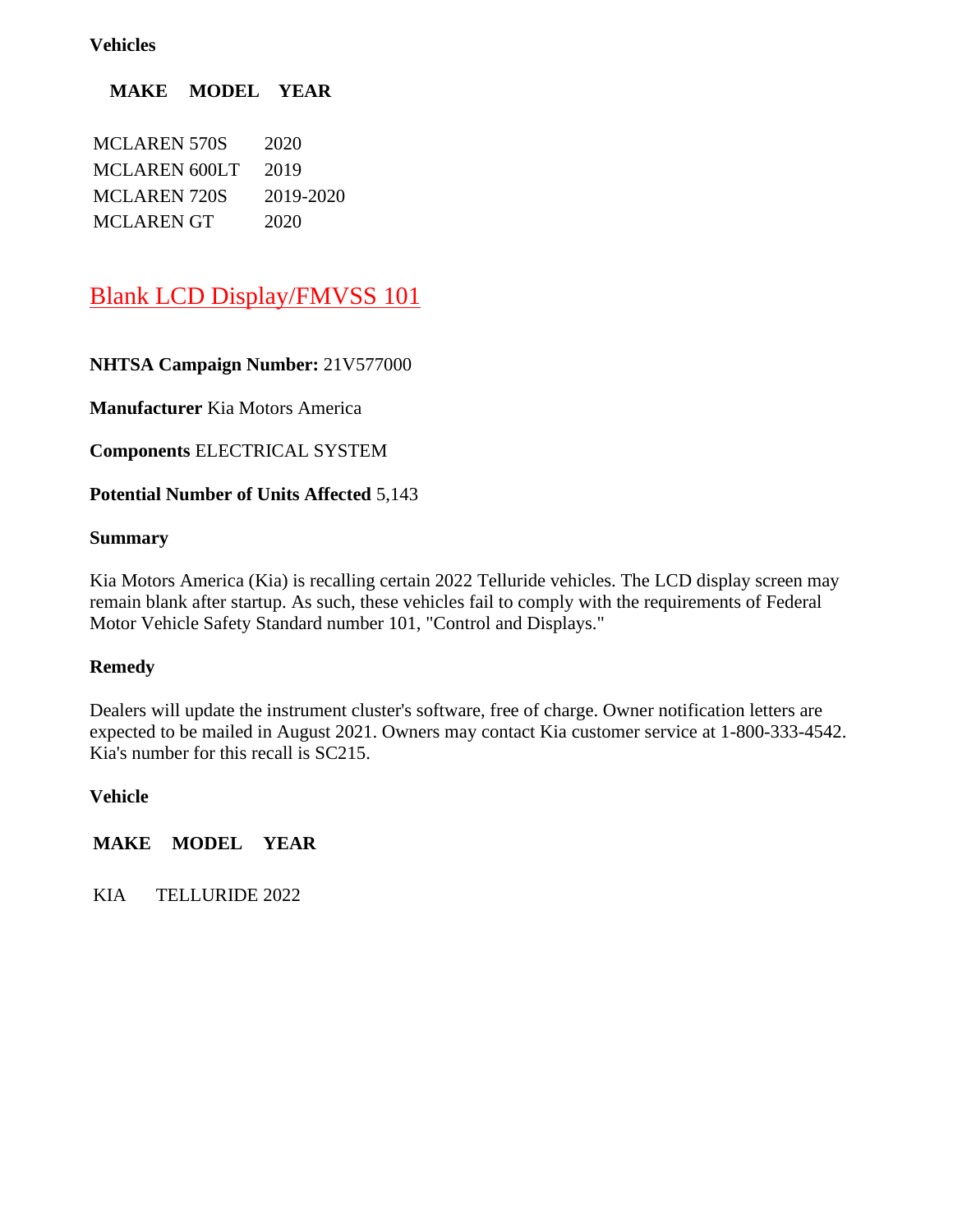**Vehicles**

| MAKE | MODEL | YEAR |
|---|---|---|
| MCLAREN | 570S | 2020 |
| MCLAREN | 600LT | 2019 |
| MCLAREN | 720S | 2019-2020 |
| MCLAREN | GT | 2020 |

## Blank LCD Display/FMVSS 101

**NHTSA Campaign Number:** 21V577000

**Manufacturer** Kia Motors America

**Components** ELECTRICAL SYSTEM

**Potential Number of Units Affected** 5,143

**Summary**

Kia Motors America (Kia) is recalling certain 2022 Telluride vehicles. The LCD display screen may remain blank after startup. As such, these vehicles fail to comply with the requirements of Federal Motor Vehicle Safety Standard number 101, "Control and Displays."

**Remedy**

Dealers will update the instrument cluster's software, free of charge. Owner notification letters are expected to be mailed in August 2021. Owners may contact Kia customer service at 1-800-333-4542. Kia's number for this recall is SC215.

**Vehicle**

| MAKE | MODEL | YEAR |
|---|---|---|
| KIA | TELLURIDE | 2022 |